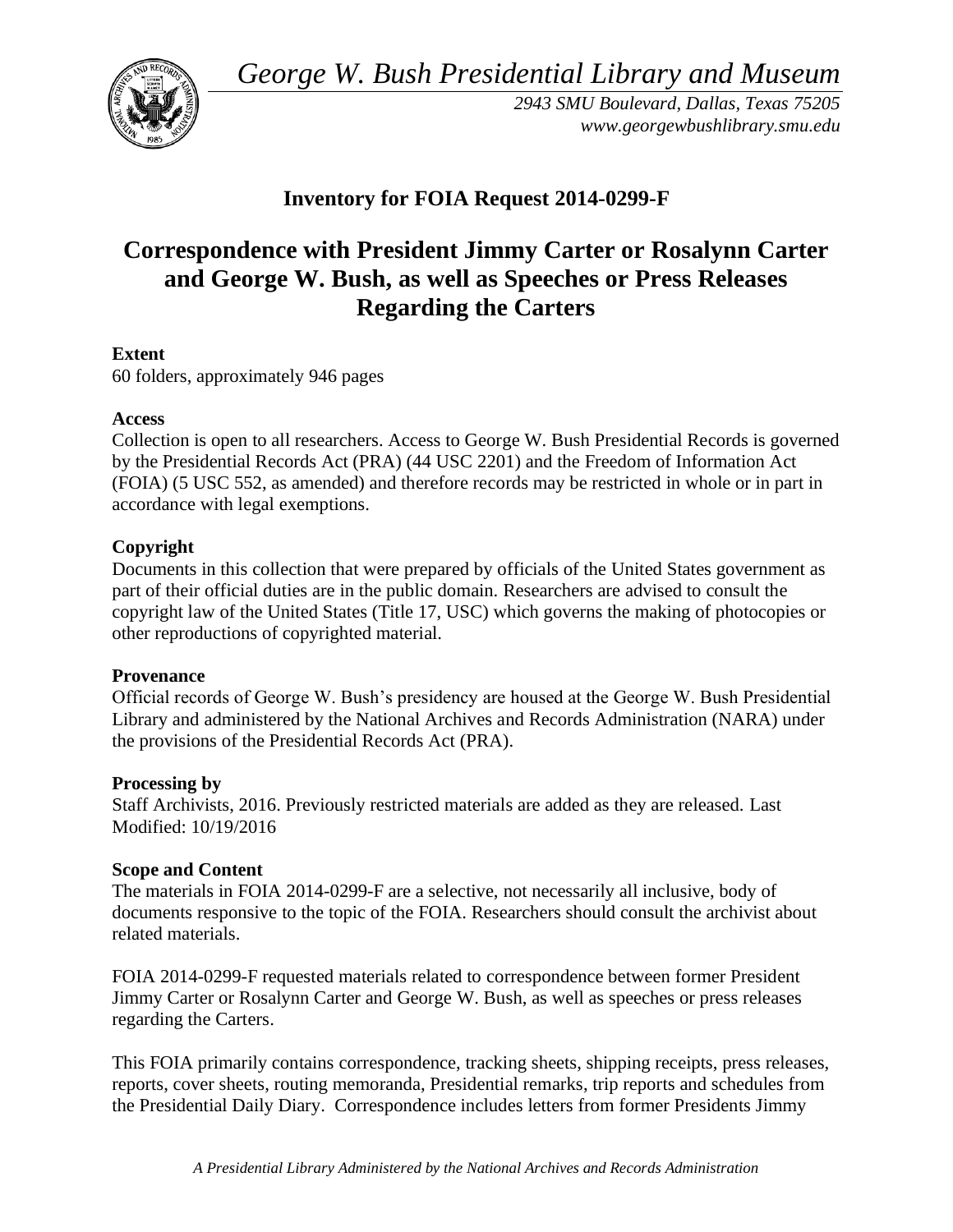*George W. Bush Presidential Library and Museum*

*2943 SMU Boulevard, Dallas, Texas 75205*
*www.georgewbushlibrary.smu.edu*

# Inventory for FOIA Request 2014-0299-F

# Correspondence with President Jimmy Carter or Rosalynn Carter and George W. Bush, as well as Speeches or Press Releases Regarding the Carters

**Extent**

60 folders, approximately 946 pages

**Access**

Collection is open to all researchers. Access to George W. Bush Presidential Records is governed by the Presidential Records Act (PRA) (44 USC 2201) and the Freedom of Information Act (FOIA) (5 USC 552, as amended) and therefore records may be restricted in whole or in part in accordance with legal exemptions.

**Copyright**

Documents in this collection that were prepared by officials of the United States government as part of their official duties are in the public domain. Researchers are advised to consult the copyright law of the United States (Title 17, USC) which governs the making of photocopies or other reproductions of copyrighted material.

**Provenance**

Official records of George W. Bush's presidency are housed at the George W. Bush Presidential Library and administered by the National Archives and Records Administration (NARA) under the provisions of the Presidential Records Act (PRA).

**Processing by**

Staff Archivists, 2016. Previously restricted materials are added as they are released. Last Modified: 10/19/2016

**Scope and Content**

The materials in FOIA 2014-0299-F are a selective, not necessarily all inclusive, body of documents responsive to the topic of the FOIA. Researchers should consult the archivist about related materials.

FOIA 2014-0299-F requested materials related to correspondence between former President Jimmy Carter or Rosalynn Carter and George W. Bush, as well as speeches or press releases regarding the Carters.

This FOIA primarily contains correspondence, tracking sheets, shipping receipts, press releases, reports, cover sheets, routing memoranda, Presidential remarks, trip reports and schedules from the Presidential Daily Diary. Correspondence includes letters from former Presidents Jimmy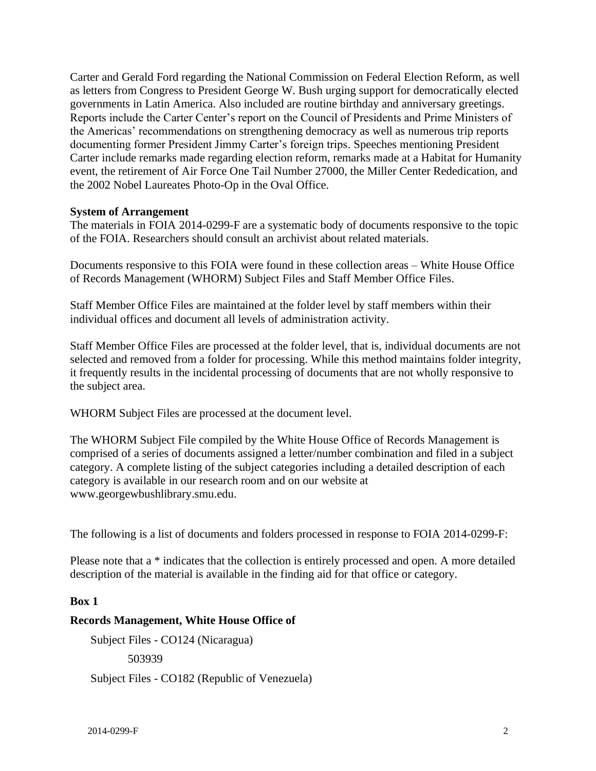Carter and Gerald Ford regarding the National Commission on Federal Election Reform, as well as letters from Congress to President George W. Bush urging support for democratically elected governments in Latin America. Also included are routine birthday and anniversary greetings. Reports include the Carter Center's report on the Council of Presidents and Prime Ministers of the Americas' recommendations on strengthening democracy as well as numerous trip reports documenting former President Jimmy Carter's foreign trips. Speeches mentioning President Carter include remarks made regarding election reform, remarks made at a Habitat for Humanity event, the retirement of Air Force One Tail Number 27000, the Miller Center Rededication, and the 2002 Nobel Laureates Photo-Op in the Oval Office.

**System of Arrangement**

The materials in FOIA 2014-0299-F are a systematic body of documents responsive to the topic of the FOIA. Researchers should consult an archivist about related materials.

Documents responsive to this FOIA were found in these collection areas – White House Office of Records Management (WHORM) Subject Files and Staff Member Office Files.

Staff Member Office Files are maintained at the folder level by staff members within their individual offices and document all levels of administration activity.

Staff Member Office Files are processed at the folder level, that is, individual documents are not selected and removed from a folder for processing. While this method maintains folder integrity, it frequently results in the incidental processing of documents that are not wholly responsive to the subject area.

WHORM Subject Files are processed at the document level.

The WHORM Subject File compiled by the White House Office of Records Management is comprised of a series of documents assigned a letter/number combination and filed in a subject category. A complete listing of the subject categories including a detailed description of each category is available in our research room and on our website at www.georgewbushlibrary.smu.edu.

The following is a list of documents and folders processed in response to FOIA 2014-0299-F:

Please note that a * indicates that the collection is entirely processed and open. A more detailed description of the material is available in the finding aid for that office or category.

**Box 1**

**Records Management, White House Office of**

Subject Files - CO124 (Nicaragua)

503939

Subject Files - CO182 (Republic of Venezuela)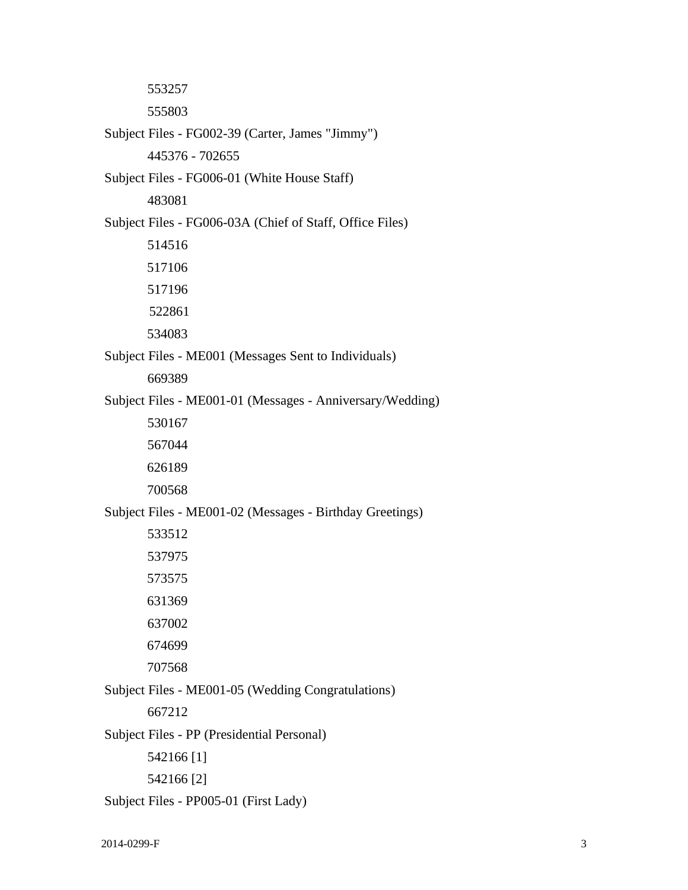553257

555803

Subject Files - FG002-39 (Carter, James "Jimmy")

445376 - 702655

Subject Files - FG006-01 (White House Staff)

483081

Subject Files - FG006-03A (Chief of Staff, Office Files)

514516

517106

517196

522861

534083

Subject Files - ME001 (Messages Sent to Individuals)

669389

Subject Files - ME001-01 (Messages - Anniversary/Wedding)

530167

567044

626189

700568

Subject Files - ME001-02 (Messages - Birthday Greetings)

533512

537975

573575

631369

637002

674699

707568

Subject Files - ME001-05 (Wedding Congratulations)

667212

Subject Files - PP (Presidential Personal)

542166 [1]

542166 [2]

Subject Files - PP005-01 (First Lady)

2014-0299-F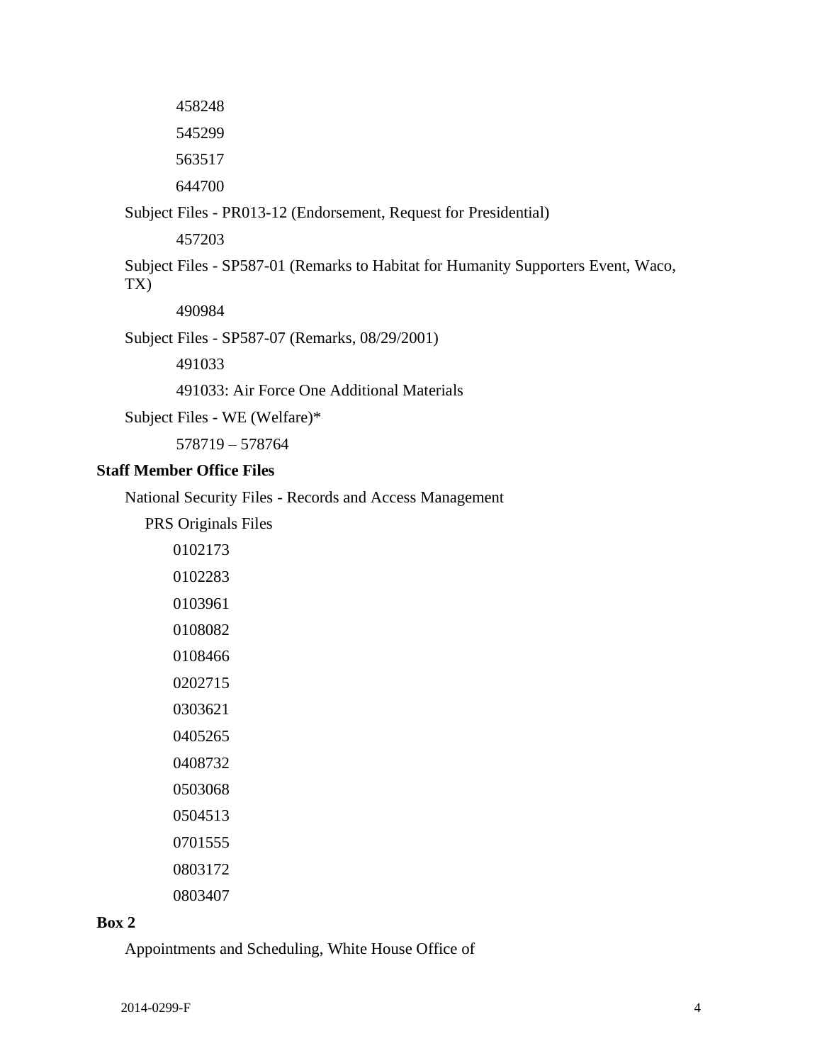458248

545299

563517

644700

Subject Files - PR013-12 (Endorsement, Request for Presidential)

457203

Subject Files - SP587-01 (Remarks to Habitat for Humanity Supporters Event, Waco, TX)

490984

Subject Files - SP587-07 (Remarks, 08/29/2001)

491033

491033: Air Force One Additional Materials

Subject Files - WE (Welfare)*

578719 – 578764

**Staff Member Office Files**

National Security Files - Records and Access Management

PRS Originals Files

0102173

0102283

0103961

0108082

0108466

0202715

0303621

0405265

0408732

0503068

0504513

0701555

0803172

0803407

**Box 2**

Appointments and Scheduling, White House Office of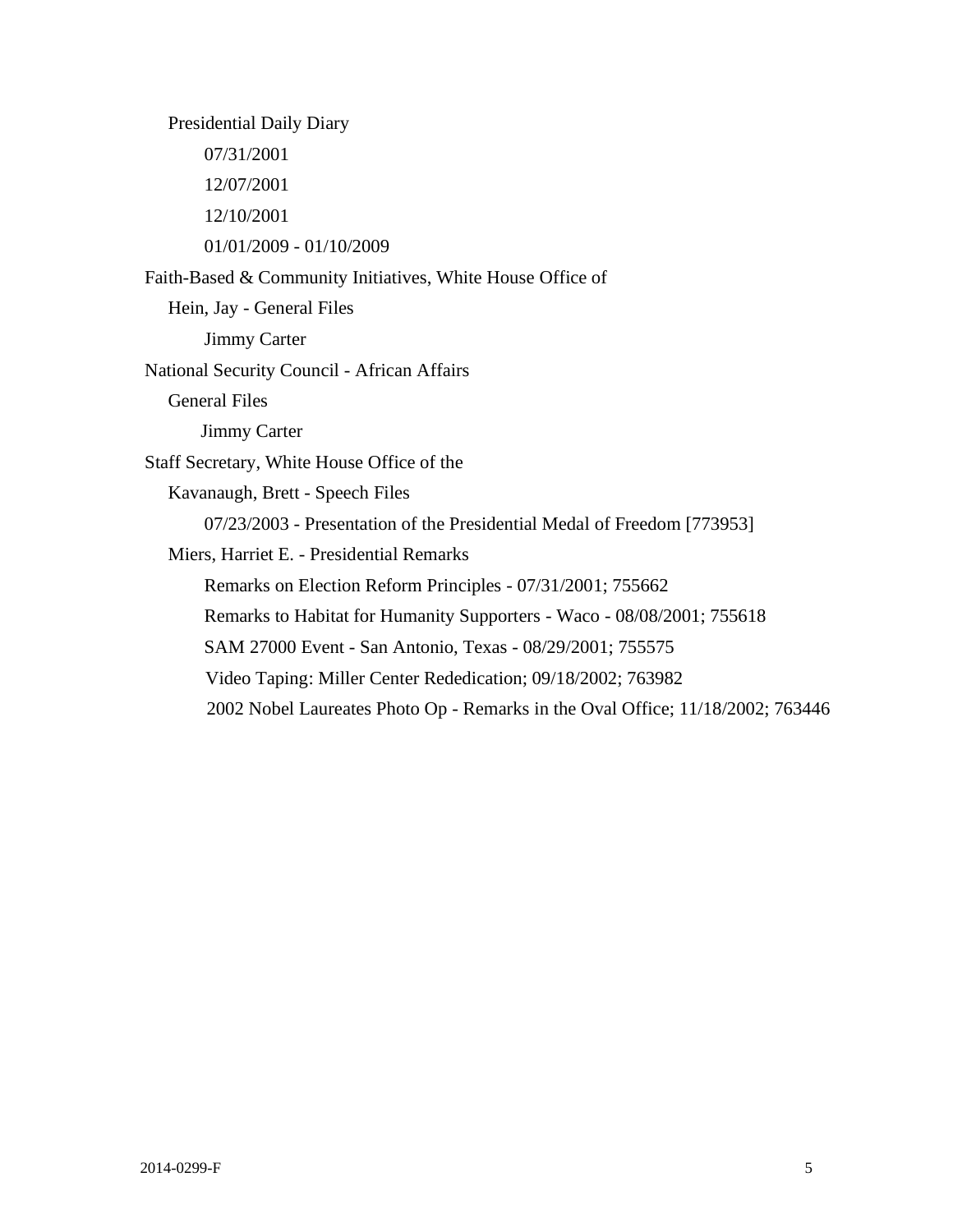- Presidential Daily Diary
  - 07/31/2001
  - 12/07/2001
  - 12/10/2001
  - 01/01/2009 - 01/10/2009

Faith-Based & Community Initiatives, White House Office of

- Hein, Jay - General Files
  - Jimmy Carter

National Security Council - African Affairs

- General Files
  - Jimmy Carter

Staff Secretary, White House Office of the

- Kavanaugh, Brett - Speech Files
  - 07/23/2003 - Presentation of the Presidential Medal of Freedom [773953]
- Miers, Harriet E. - Presidential Remarks
  - Remarks on Election Reform Principles - 07/31/2001; 755662
  - Remarks to Habitat for Humanity Supporters - Waco - 08/08/2001; 755618
  - SAM 27000 Event - San Antonio, Texas - 08/29/2001; 755575
  - Video Taping: Miller Center Rededication; 09/18/2002; 763982
  - 2002 Nobel Laureates Photo Op - Remarks in the Oval Office; 11/18/2002; 763446